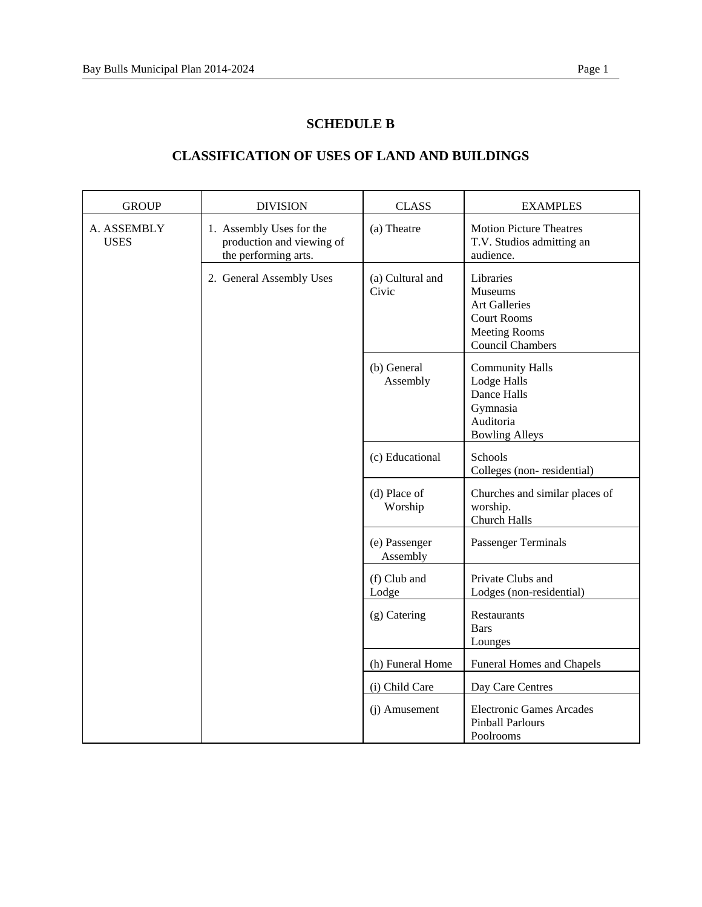# SCHEDULE B

## CLASSIFICATION OF USES OF LAND AND BUILDINGS

| GROUP | DIVISION | CLASS | EXAMPLES |
|---|---|---|---|
| A. ASSEMBLY USES | 1. Assembly Uses for the production and viewing of the performing arts. | (a) Theatre | Motion Picture Theatres<br>T.V. Studios admitting an audience. |
| | 2. General Assembly Uses | (a) Cultural and Civic | Libraries<br>Museums<br>Art Galleries<br>Court Rooms<br>Meeting Rooms<br>Council Chambers |
| | | (b) General Assembly | Community Halls<br>Lodge Halls<br>Dance Halls<br>Gymnasia<br>Auditoria<br>Bowling Alleys |
| | | (c) Educational | Schools<br>Colleges (non- residential) |
| | | (d) Place of Worship | Churches and similar places of worship.<br>Church Halls |
| | | (e) Passenger Assembly | Passenger Terminals |
| | | (f) Club and Lodge | Private Clubs and<br>Lodges (non-residential) |
| | | (g) Catering | Restaurants<br>Bars<br>Lounges |
| | | (h) Funeral Home | Funeral Homes and Chapels |
| | | (i) Child Care | Day Care Centres |
| | | (j) Amusement | Electronic Games Arcades<br>Pinball Parlours<br>Poolrooms |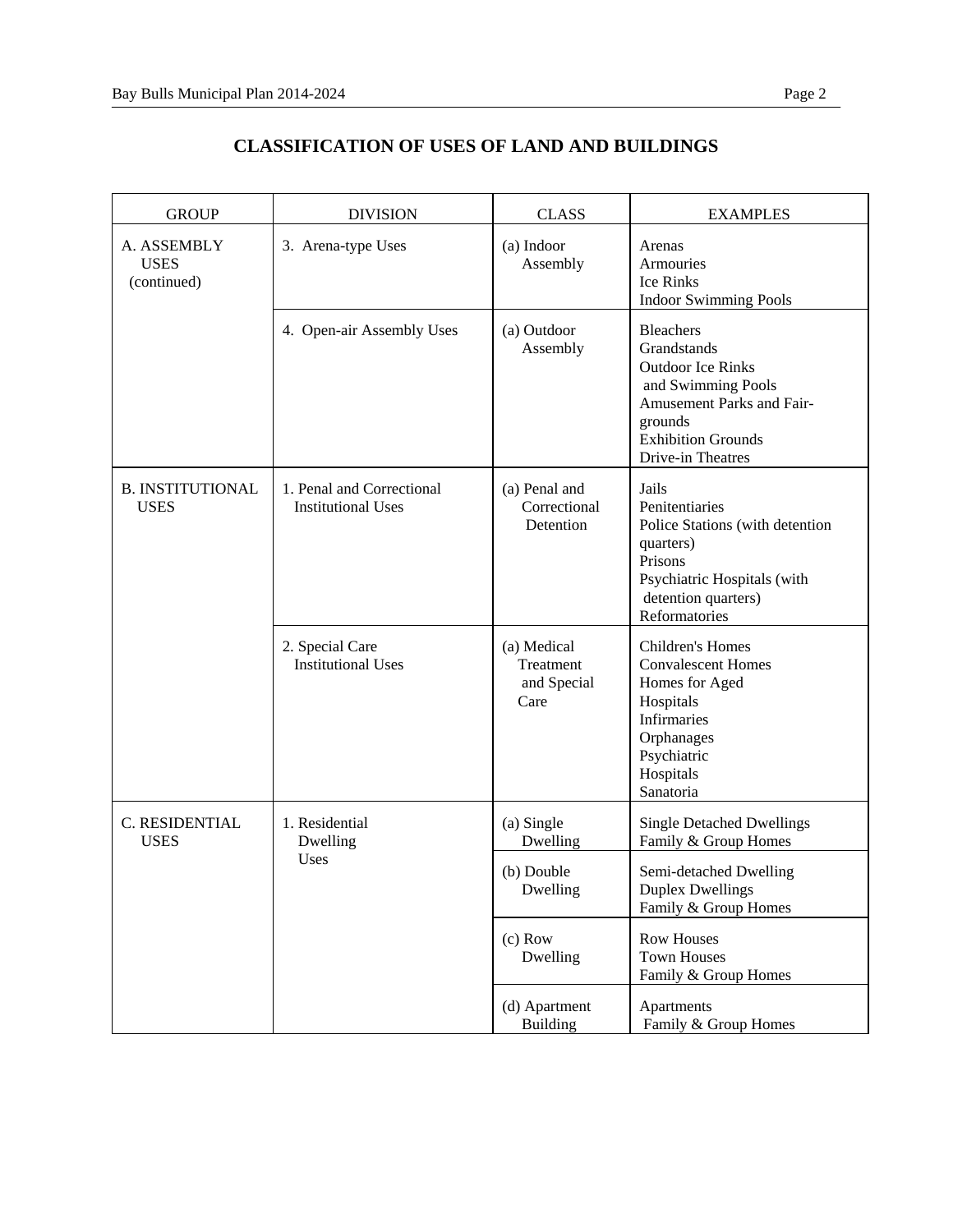## CLASSIFICATION OF USES OF LAND AND BUILDINGS

| GROUP | DIVISION | CLASS | EXAMPLES |
|---|---|---|---|
| A. ASSEMBLY USES (continued) | 3. Arena-type Uses | (a) Indoor Assembly | Arenas<br>Armouries<br>Ice Rinks<br>Indoor Swimming Pools |
| | 4. Open-air Assembly Uses | (a) Outdoor Assembly | Bleachers<br>Grandstands<br>Outdoor Ice Rinks and Swimming Pools<br>Amusement Parks and Fair-grounds<br>Exhibition Grounds<br>Drive-in Theatres |
| B. INSTITUTIONAL USES | 1. Penal and Correctional Institutional Uses | (a) Penal and Correctional Detention | Jails<br>Penitentiaries<br>Police Stations (with detention quarters)<br>Prisons<br>Psychiatric Hospitals (with detention quarters)<br>Reformatories |
| | 2. Special Care Institutional Uses | (a) Medical Treatment and Special Care | Children's Homes<br>Convalescent Homes<br>Homes for Aged<br>Hospitals<br>Infirmaries<br>Orphanages<br>Psychiatric Hospitals<br>Sanatoria |
| C. RESIDENTIAL USES | 1. Residential Dwelling Uses | (a) Single Dwelling | Single Detached Dwellings<br>Family & Group Homes |
| | | (b) Double Dwelling | Semi-detached Dwelling<br>Duplex Dwellings<br>Family & Group Homes |
| | | (c) Row Dwelling | Row Houses<br>Town Houses<br>Family & Group Homes |
| | | (d) Apartment Building | Apartments<br>Family & Group Homes |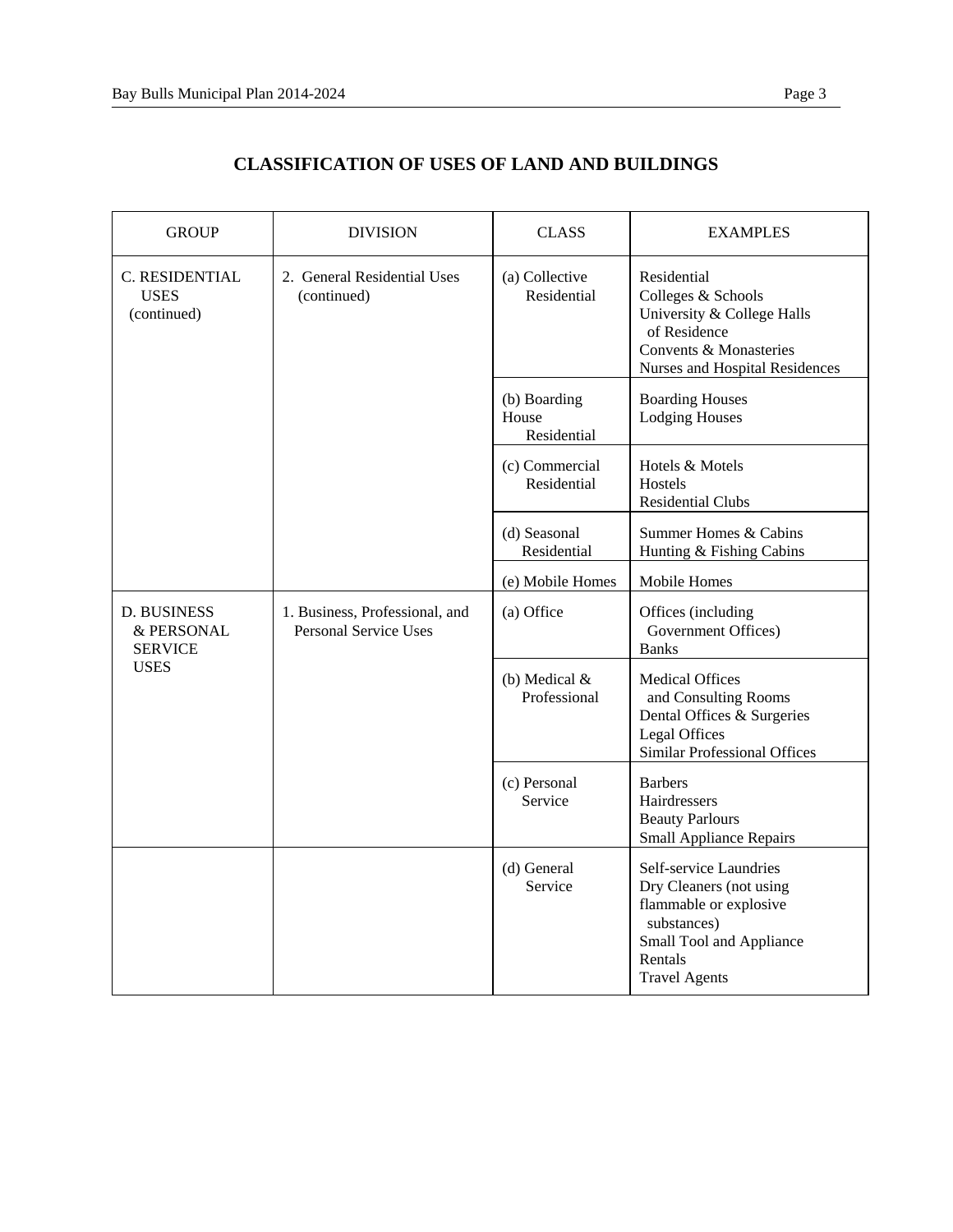## CLASSIFICATION OF USES OF LAND AND BUILDINGS

| GROUP | DIVISION | CLASS | EXAMPLES |
|---|---|---|---|
| C. RESIDENTIAL USES (continued) | 2. General Residential Uses (continued) | (a) Collective Residential | Residential Colleges & Schools<br>University & College Halls of Residence<br>Convents & Monasteries<br>Nurses and Hospital Residences |
| | | (b) Boarding House Residential | Boarding Houses<br>Lodging Houses |
| | | (c) Commercial Residential | Hotels & Motels<br>Hostels<br>Residential Clubs |
| | | (d) Seasonal Residential | Summer Homes & Cabins<br>Hunting & Fishing Cabins |
| | | (e) Mobile Homes | Mobile Homes |
| D. BUSINESS & PERSONAL SERVICE USES | 1. Business, Professional, and Personal Service Uses | (a) Office | Offices (including Government Offices)<br>Banks |
| | | (b) Medical & Professional | Medical Offices and Consulting Rooms<br>Dental Offices & Surgeries<br>Legal Offices<br>Similar Professional Offices |
| | | (c) Personal Service | Barbers<br>Hairdressers<br>Beauty Parlours<br>Small Appliance Repairs |
| | | (d) General Service | Self-service Laundries<br>Dry Cleaners (not using flammable or explosive substances)<br>Small Tool and Appliance Rentals<br>Travel Agents |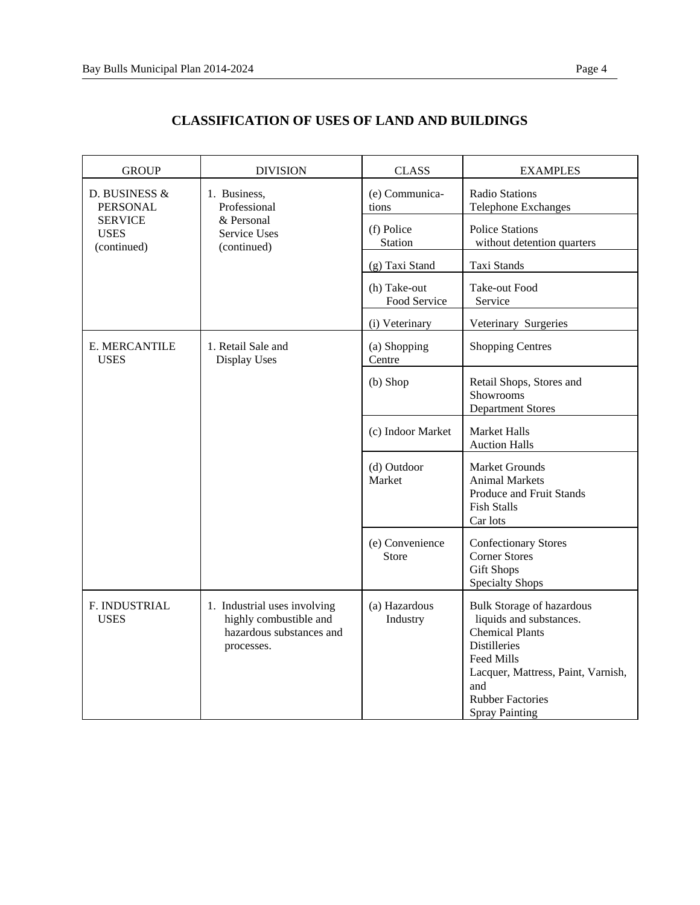# CLASSIFICATION OF USES OF LAND AND BUILDINGS

| GROUP | DIVISION | CLASS | EXAMPLES |
|---|---|---|---|
| D. BUSINESS & PERSONAL SERVICE USES (continued) | 1. Business, Professional & Personal Service Uses (continued) | (e) Communica-tions | Radio Stations<br>Telephone Exchanges |
| | | (f) Police Station | Police Stations without detention quarters |
| | | (g) Taxi Stand | Taxi Stands |
| | | (h) Take-out Food Service | Take-out Food Service |
| | | (i) Veterinary | Veterinary Surgeries |
| E. MERCANTILE USES | 1. Retail Sale and Display Uses | (a) Shopping Centre | Shopping Centres |
| | | (b) Shop | Retail Shops, Stores and Showrooms<br>Department Stores |
| | | (c) Indoor Market | Market Halls<br>Auction Halls |
| | | (d) Outdoor Market | Market Grounds<br>Animal Markets<br>Produce and Fruit Stands<br>Fish Stalls<br>Car lots |
| | | (e) Convenience Store | Confectionary Stores<br>Corner Stores<br>Gift Shops<br>Specialty Shops |
| F. INDUSTRIAL USES | 1. Industrial uses involving highly combustible and hazardous substances and processes. | (a) Hazardous Industry | Bulk Storage of hazardous liquids and substances.<br>Chemical Plants<br>Distilleries<br>Feed Mills<br>Lacquer, Mattress, Paint, Varnish, and<br>Rubber Factories<br>Spray Painting |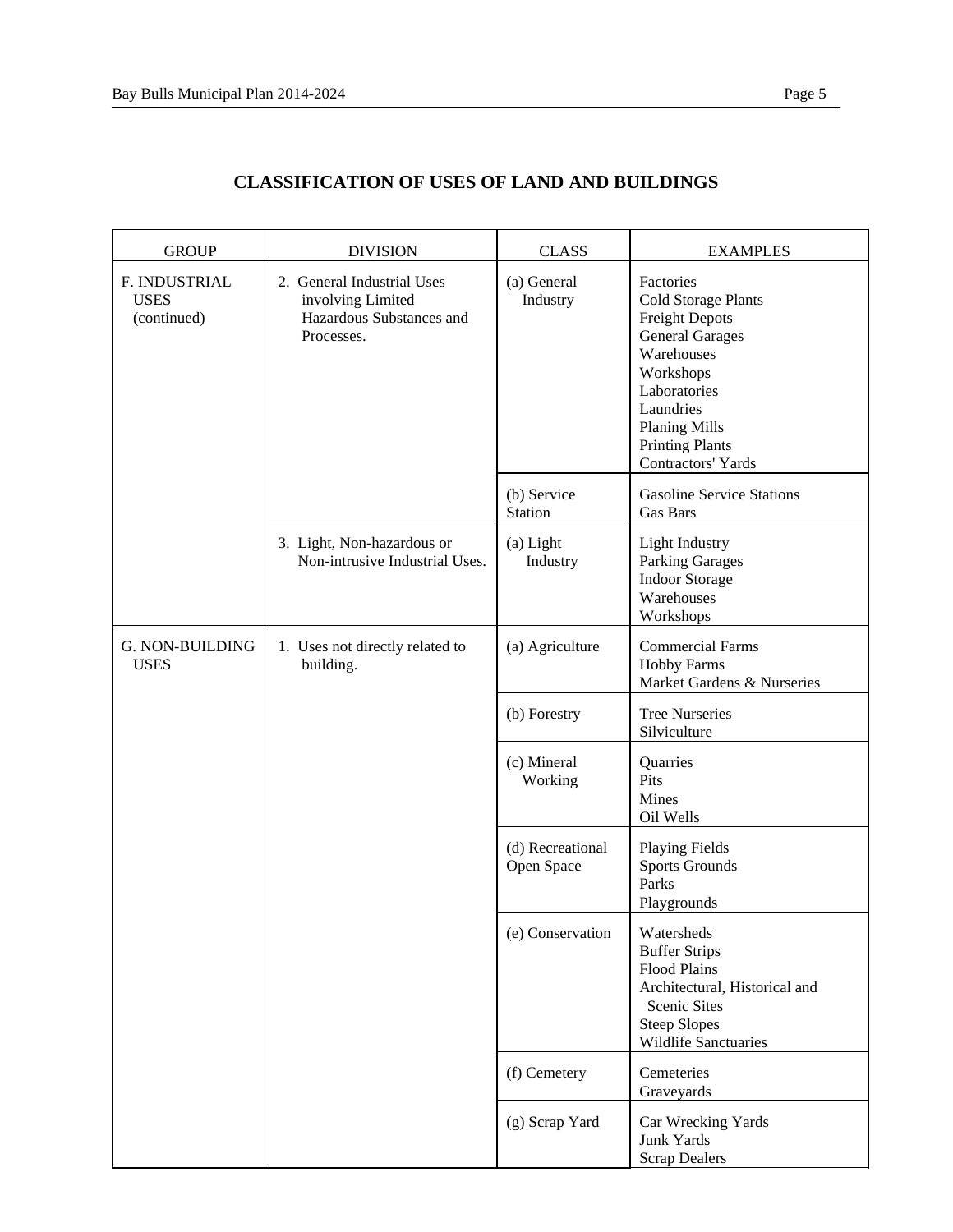# CLASSIFICATION OF USES OF LAND AND BUILDINGS

| GROUP | DIVISION | CLASS | EXAMPLES |
|---|---|---|---|
| F. INDUSTRIAL USES (continued) | 2. General Industrial Uses involving Limited Hazardous Substances and Processes. | (a) General Industry | Factories<br>Cold Storage Plants<br>Freight Depots<br>General Garages<br>Warehouses<br>Workshops<br>Laboratories<br>Laundries<br>Planing Mills<br>Printing Plants<br>Contractors' Yards |
| | | (b) Service Station | Gasoline Service Stations<br>Gas Bars |
| | 3. Light, Non-hazardous or Non-intrusive Industrial Uses. | (a) Light Industry | Light Industry<br>Parking Garages<br>Indoor Storage<br>Warehouses<br>Workshops |
| G. NON-BUILDING USES | 1. Uses not directly related to building. | (a) Agriculture | Commercial Farms<br>Hobby Farms<br>Market Gardens & Nurseries |
| | | (b) Forestry | Tree Nurseries<br>Silviculture |
| | | (c) Mineral Working | Quarries<br>Pits<br>Mines<br>Oil Wells |
| | | (d) Recreational Open Space | Playing Fields<br>Sports Grounds<br>Parks<br>Playgrounds |
| | | (e) Conservation | Watersheds<br>Buffer Strips<br>Flood Plains<br>Architectural, Historical and Scenic Sites<br>Steep Slopes<br>Wildlife Sanctuaries |
| | | (f) Cemetery | Cemeteries<br>Graveyards |
| | | (g) Scrap Yard | Car Wrecking Yards<br>Junk Yards<br>Scrap Dealers |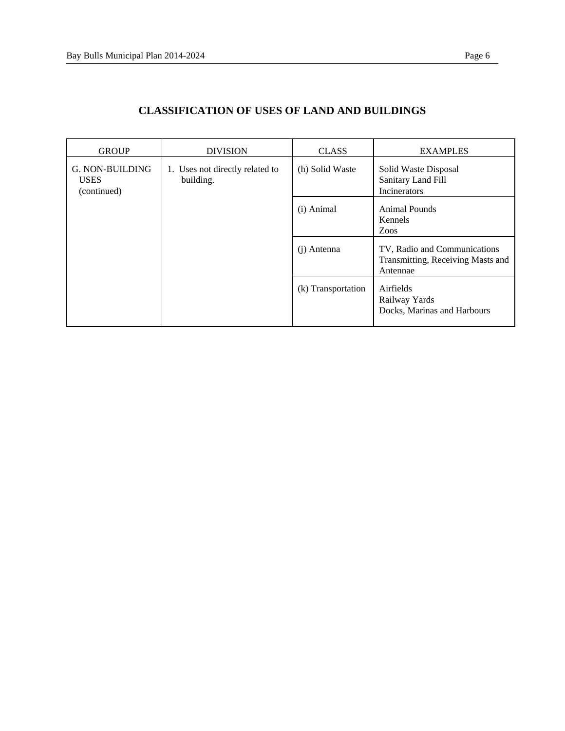## CLASSIFICATION OF USES OF LAND AND BUILDINGS

| GROUP | DIVISION | CLASS | EXAMPLES |
|---|---|---|---|
| G. NON-BUILDING USES (continued) | 1. Uses not directly related to building. | (h) Solid Waste | Solid Waste Disposal<br>Sanitary Land Fill<br>Incinerators |
| | | (i) Animal | Animal Pounds<br>Kennels<br>Zoos |
| | | (j) Antenna | TV, Radio and Communications Transmitting, Receiving Masts and Antennae |
| | | (k) Transportation | Airfields<br>Railway Yards<br>Docks, Marinas and Harbours |